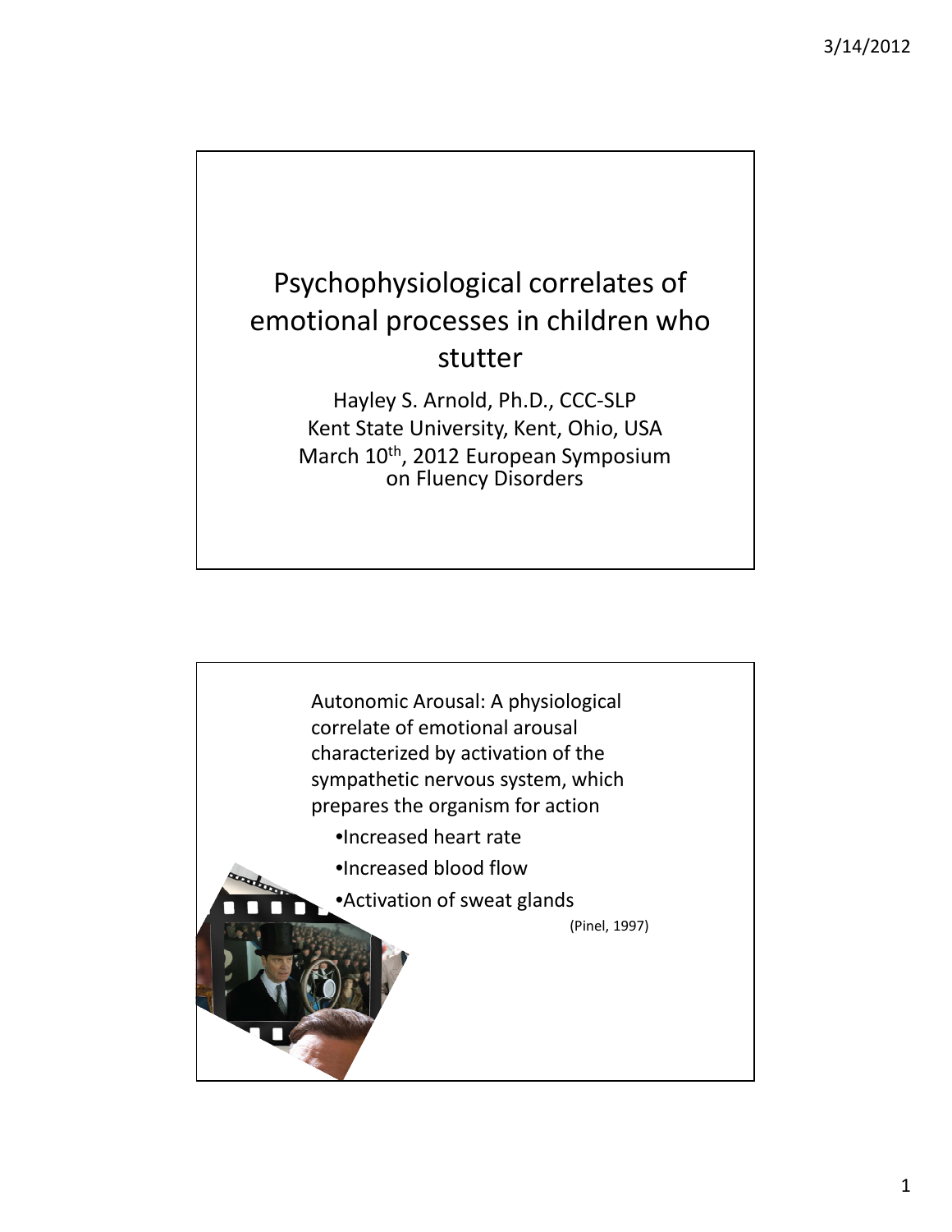# Psychophysiological correlates of emotional processes in children who stutter

Hayley S. Arnold, Ph.D., CCC-SLP
Kent State University, Kent, Ohio, USA
March 10th, 2012 European Symposium on Fluency Disorders

---

Autonomic Arousal: A physiological correlate of emotional arousal characterized by activation of the sympathetic nervous system, which prepares the organism for action

- Increased heart rate
- Increased blood flow
- Activation of sweat glands

(Pinel, 1997)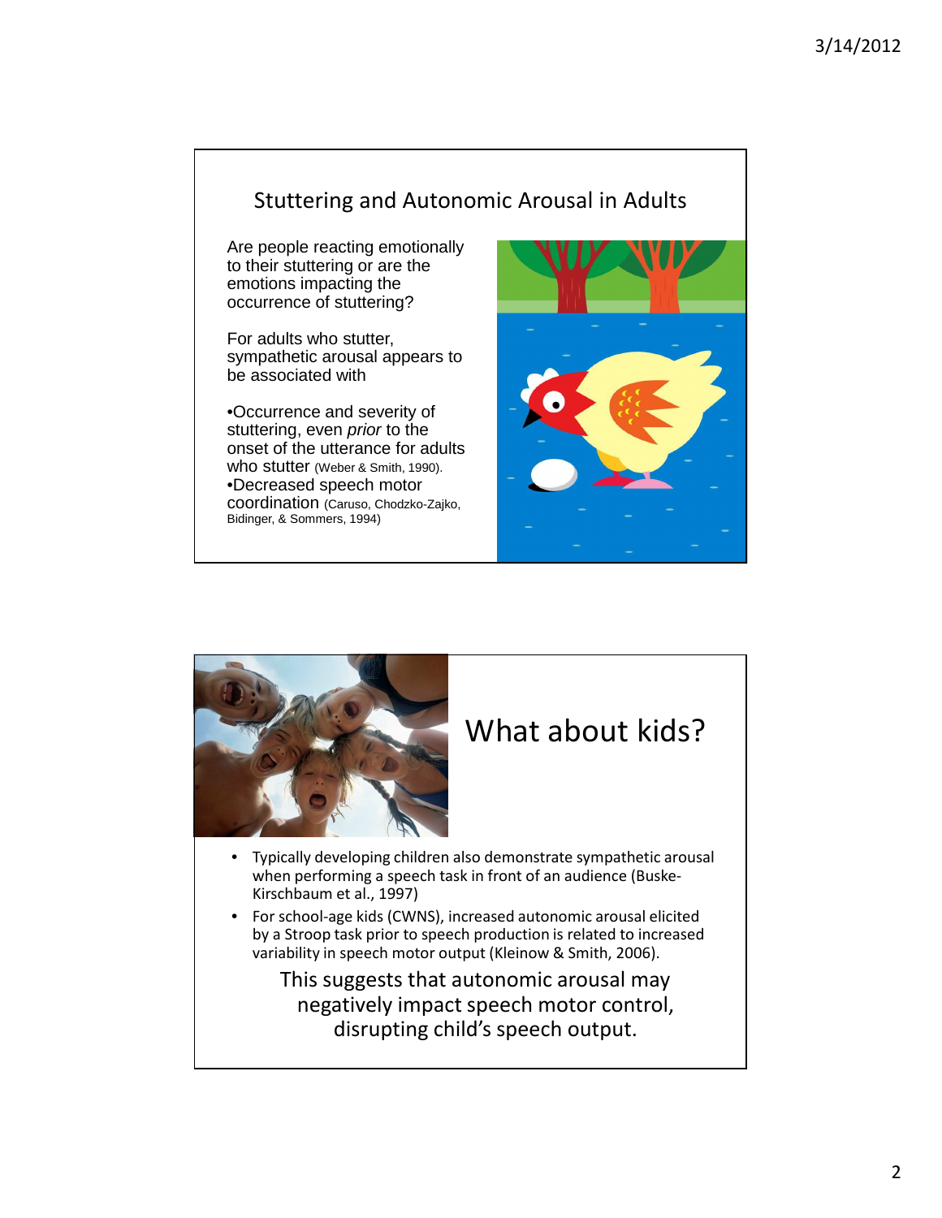## Stuttering and Autonomic Arousal in Adults

Are people reacting emotionally to their stuttering or are the emotions impacting the occurrence of stuttering?

For adults who stutter, sympathetic arousal appears to be associated with

- Occurrence and severity of stuttering, even *prior* to the onset of the utterance for adults who stutter (Weber & Smith, 1990).
- Decreased speech motor coordination (Caruso, Chodzko-Zajko, Bidinger, & Sommers, 1994)

## What about kids?

- Typically developing children also demonstrate sympathetic arousal when performing a speech task in front of an audience (Buske-Kirschbaum et al., 1997)
- For school-age kids (CWNS), increased autonomic arousal elicited by a Stroop task prior to speech production is related to increased variability in speech motor output (Kleinow & Smith, 2006).

This suggests that autonomic arousal may negatively impact speech motor control, disrupting child's speech output.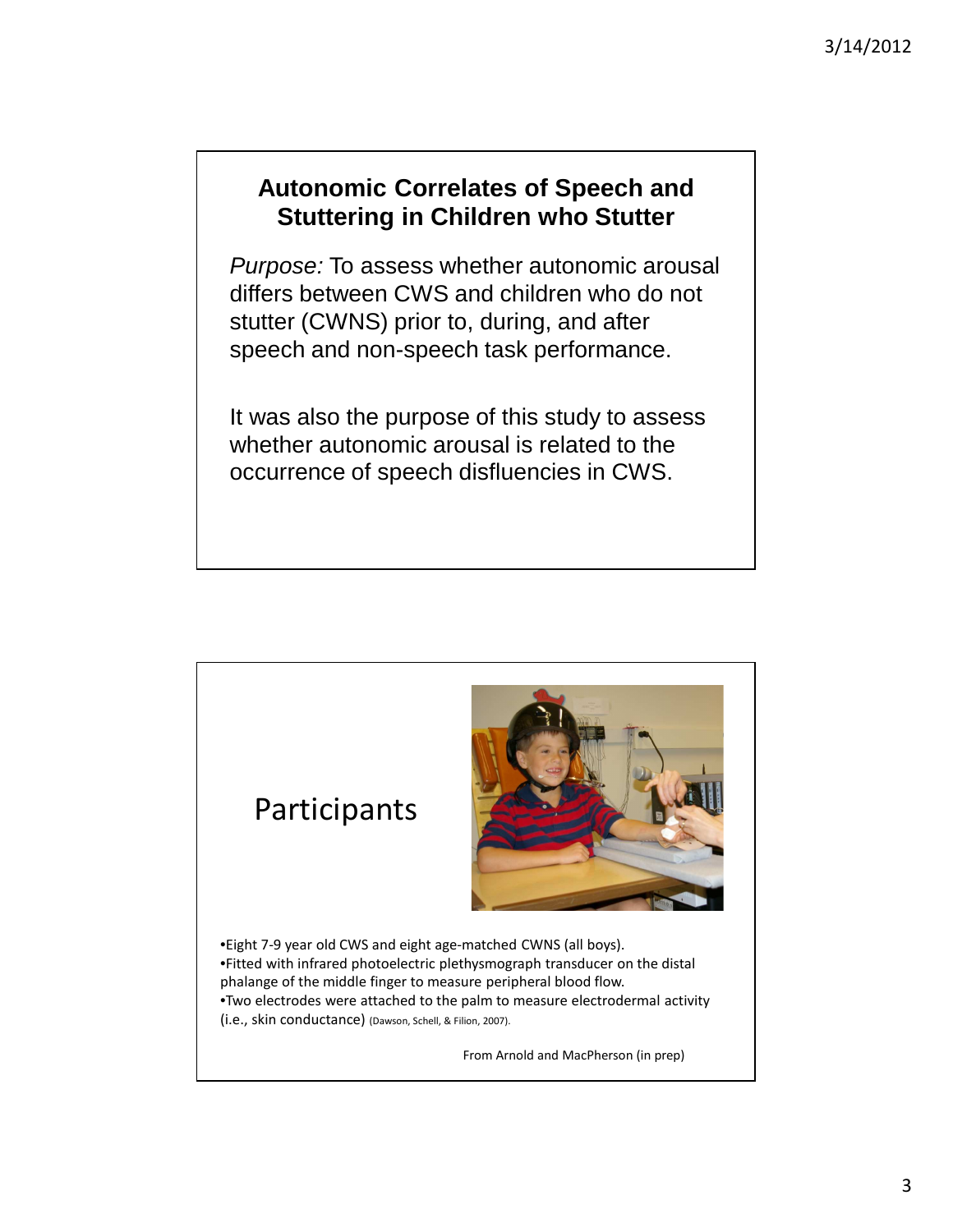## Autonomic Correlates of Speech and Stuttering in Children who Stutter

*Purpose:* To assess whether autonomic arousal differs between CWS and children who do not stutter (CWNS) prior to, during, and after speech and non-speech task performance.

It was also the purpose of this study to assess whether autonomic arousal is related to the occurrence of speech disfluencies in CWS.

## Participants

- Eight 7-9 year old CWS and eight age-matched CWNS (all boys).
- Fitted with infrared photoelectric plethysmograph transducer on the distal phalange of the middle finger to measure peripheral blood flow.
- Two electrodes were attached to the palm to measure electrodermal activity (i.e., skin conductance) (Dawson, Schell, & Filion, 2007).

From Arnold and MacPherson (in prep)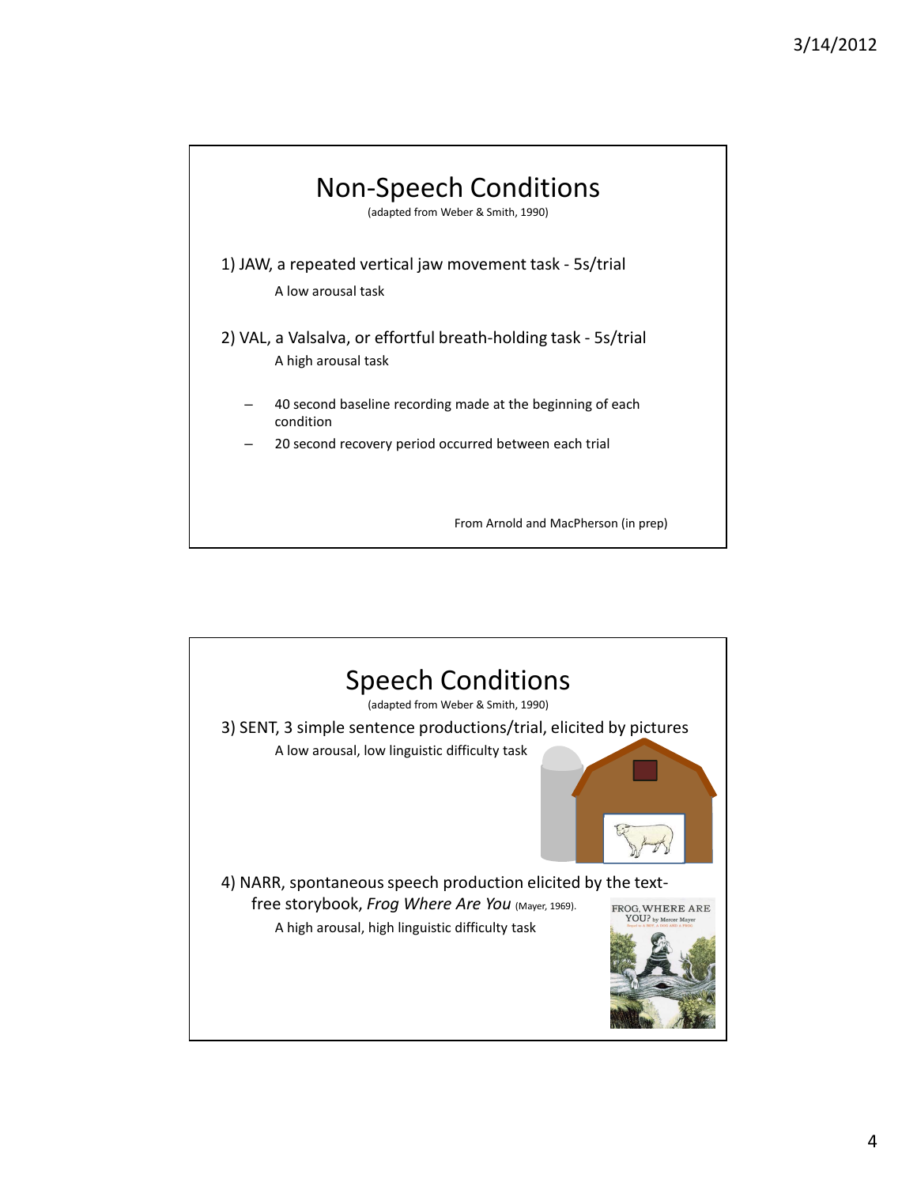## Non-Speech Conditions

(adapted from Weber & Smith, 1990)

1) JAW, a repeated vertical jaw movement task - 5s/trial

A low arousal task

2) VAL, a Valsalva, or effortful breath-holding task - 5s/trial

A high arousal task

- 40 second baseline recording made at the beginning of each condition
- 20 second recovery period occurred between each trial

From Arnold and MacPherson (in prep)

## Speech Conditions

(adapted from Weber & Smith, 1990)

3) SENT, 3 simple sentence productions/trial, elicited by pictures

A low arousal, low linguistic difficulty task

4) NARR, spontaneous speech production elicited by the text-free storybook, *Frog Where Are You* (Mayer, 1969).

A high arousal, high linguistic difficulty task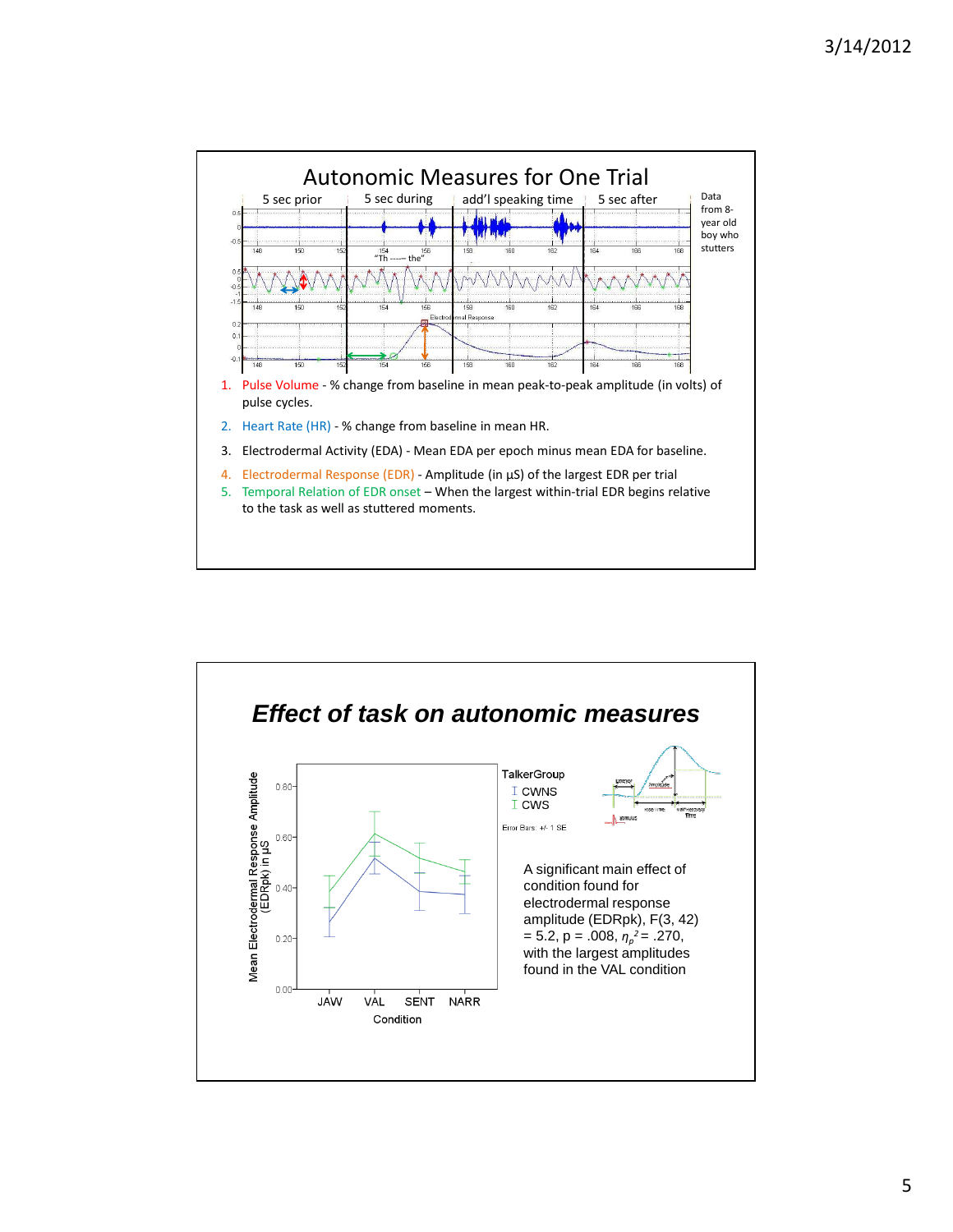## Autonomic Measures for One Trial

5 sec prior | 5 sec during | add'l speaking time | 5 sec after

Data from 8-year old boy who stutters

"Th ----- the"

Electrodermal Response

1. Pulse Volume - % change from baseline in mean peak-to-peak amplitude (in volts) of pulse cycles.
2. Heart Rate (HR) - % change from baseline in mean HR.
3. Electrodermal Activity (EDA) - Mean EDA per epoch minus mean EDA for baseline.
4. Electrodermal Response (EDR) - Amplitude (in µS) of the largest EDR per trial
5. Temporal Relation of EDR onset – When the largest within-trial EDR begins relative to the task as well as stuttered moments.

## *Effect of task on autonomic measures*

Mean Electrodermal Response Amplitude (EDRpk) in µS

Condition: JAW, VAL, SENT, NARR

TalkerGroup: CWNS, CWS

Error Bars: +/- 1 SE

A significant main effect of condition found for electrodermal response amplitude (EDRpk), $F(3, 42) = 5.2$, $p = .008$, $\eta_p^2 = .270$, with the largest amplitudes found in the VAL condition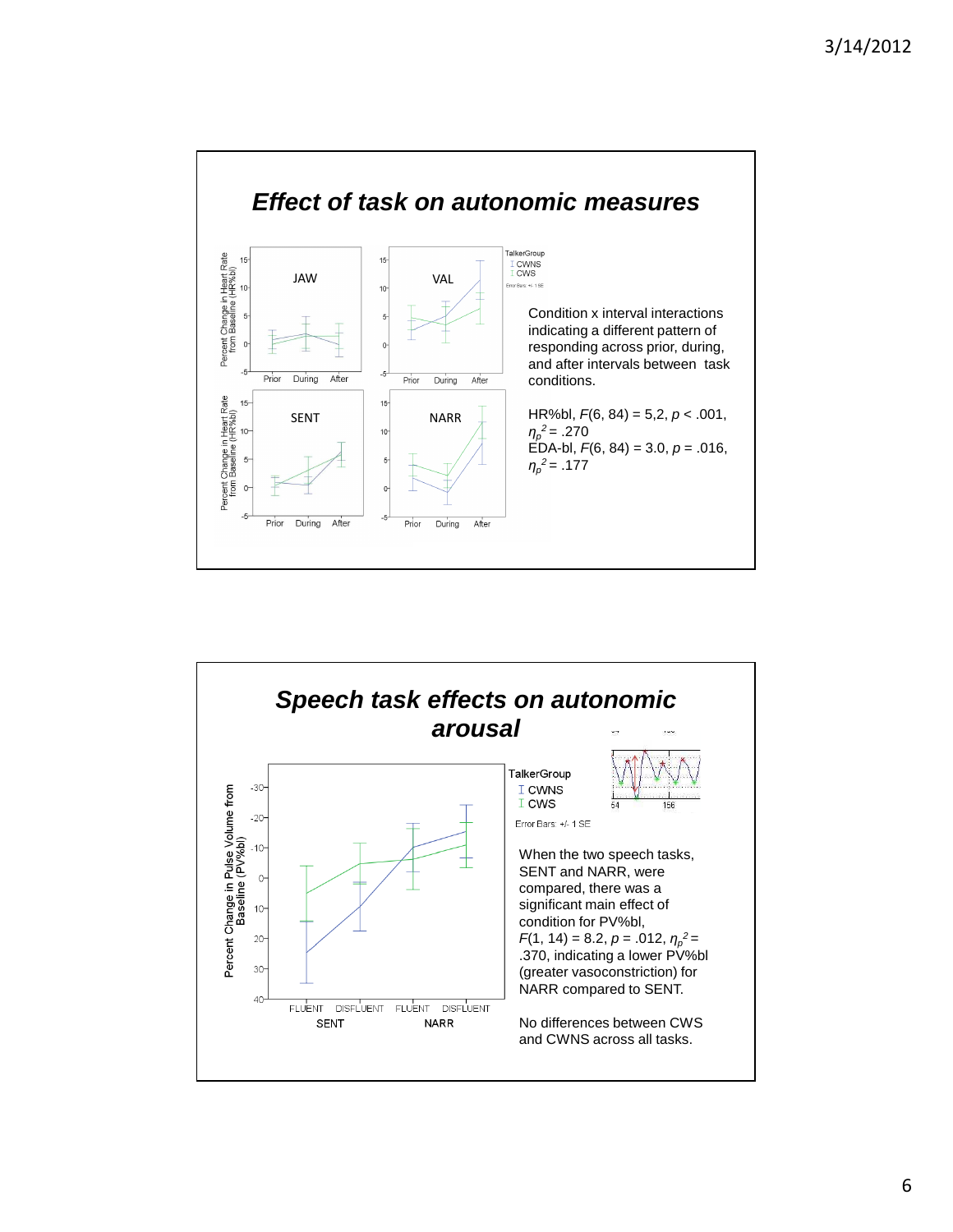## Effect of task on autonomic measures

Condition x interval interactions indicating a different pattern of responding across prior, during, and after intervals between task conditions.

HR%bl, $F(6, 84) = 5,2$, $p < .001$, $\eta_p^2 = .270$
EDA-bl, $F(6, 84) = 3.0$, $p = .016$, $\eta_p^2 = .177$

## Speech task effects on autonomic arousal

When the two speech tasks, SENT and NARR, were compared, there was a significant main effect of condition for PV%bl, $F(1, 14) = 8.2$, $p = .012$, $\eta_p^2 = .370$, indicating a lower PV%bl (greater vasoconstriction) for NARR compared to SENT.

No differences between CWS and CWNS across all tasks.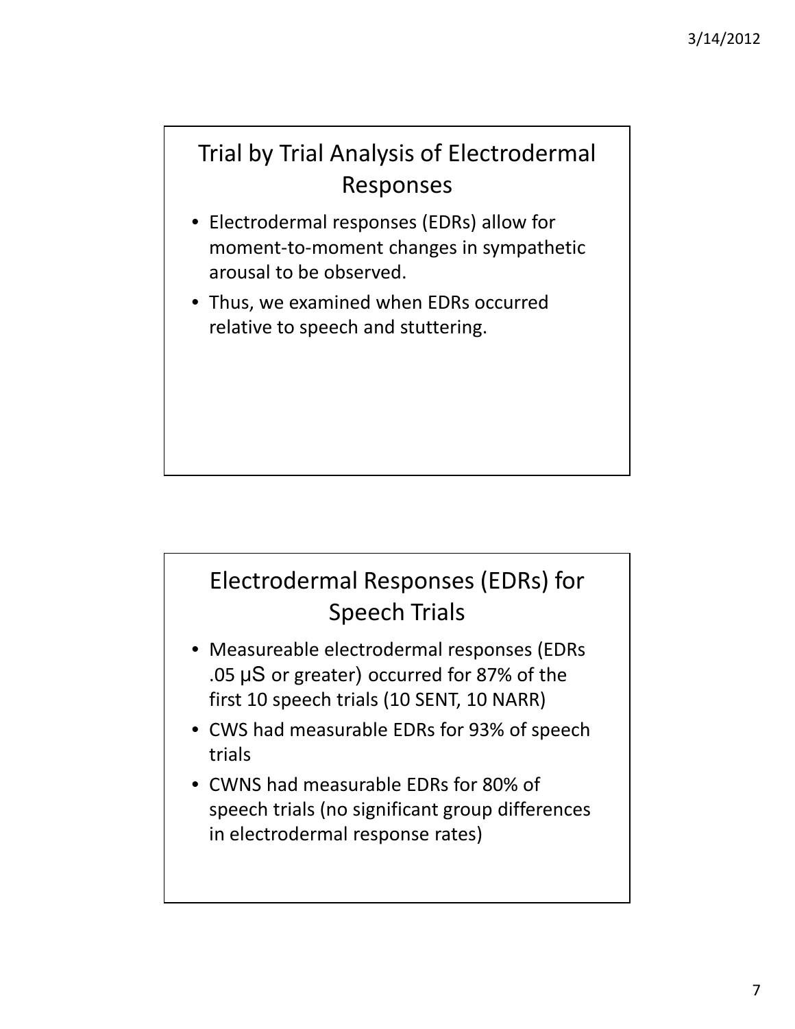## Trial by Trial Analysis of Electrodermal Responses

- Electrodermal responses (EDRs) allow for moment-to-moment changes in sympathetic arousal to be observed.
- Thus, we examined when EDRs occurred relative to speech and stuttering.

## Electrodermal Responses (EDRs) for Speech Trials

- Measureable electrodermal responses (EDRs .05 μS or greater) occurred for 87% of the first 10 speech trials (10 SENT, 10 NARR)
- CWS had measurable EDRs for 93% of speech trials
- CWNS had measurable EDRs for 80% of speech trials (no significant group differences in electrodermal response rates)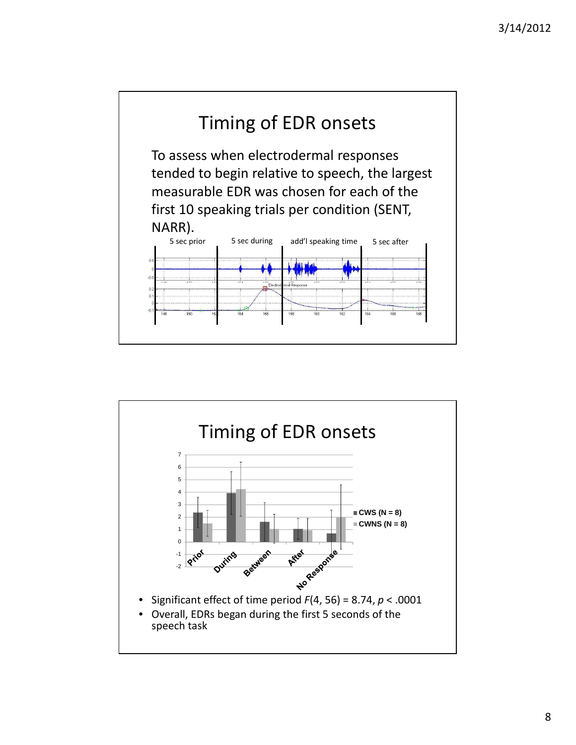# Timing of EDR onsets

To assess when electrodermal responses tended to begin relative to speech, the largest measurable EDR was chosen for each of the first 10 speaking trials per condition (SENT, NARR).

5 sec prior | 5 sec during | add'l speaking time | 5 sec after

# Timing of EDR onsets

- Significant effect of time period $F(4, 56) = 8.74$, $p < .0001$
- Overall, EDRs began during the first 5 seconds of the speech task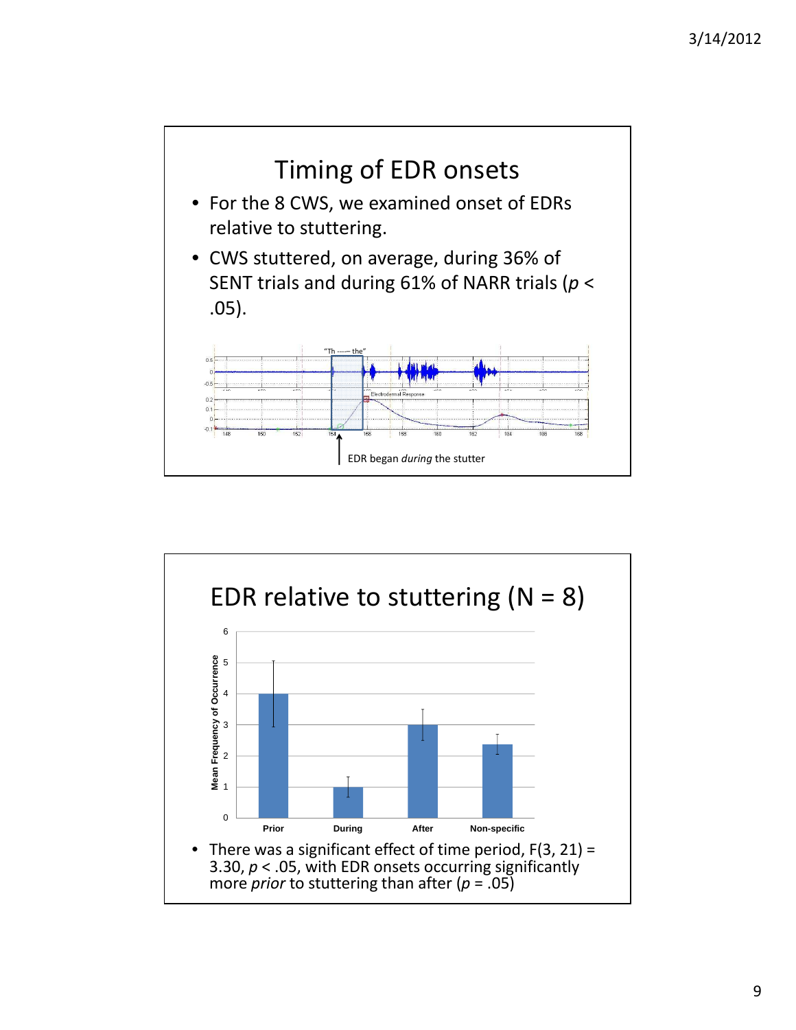# Timing of EDR onsets

- For the 8 CWS, we examined onset of EDRs relative to stuttering.
- CWS stuttered, on average, during 36% of SENT trials and during 61% of NARR trials ($p < .05$).

"Th ----- the"

Electrodermal Response

EDR began *during* the stutter

# EDR relative to stuttering (N = 8)

Mean Frequency of Occurrence

Prior | During | After | Non-specific

- There was a significant effect of time period, $F(3, 21) = 3.30$, $p < .05$, with EDR onsets occurring significantly more *prior* to stuttering than after ($p = .05$)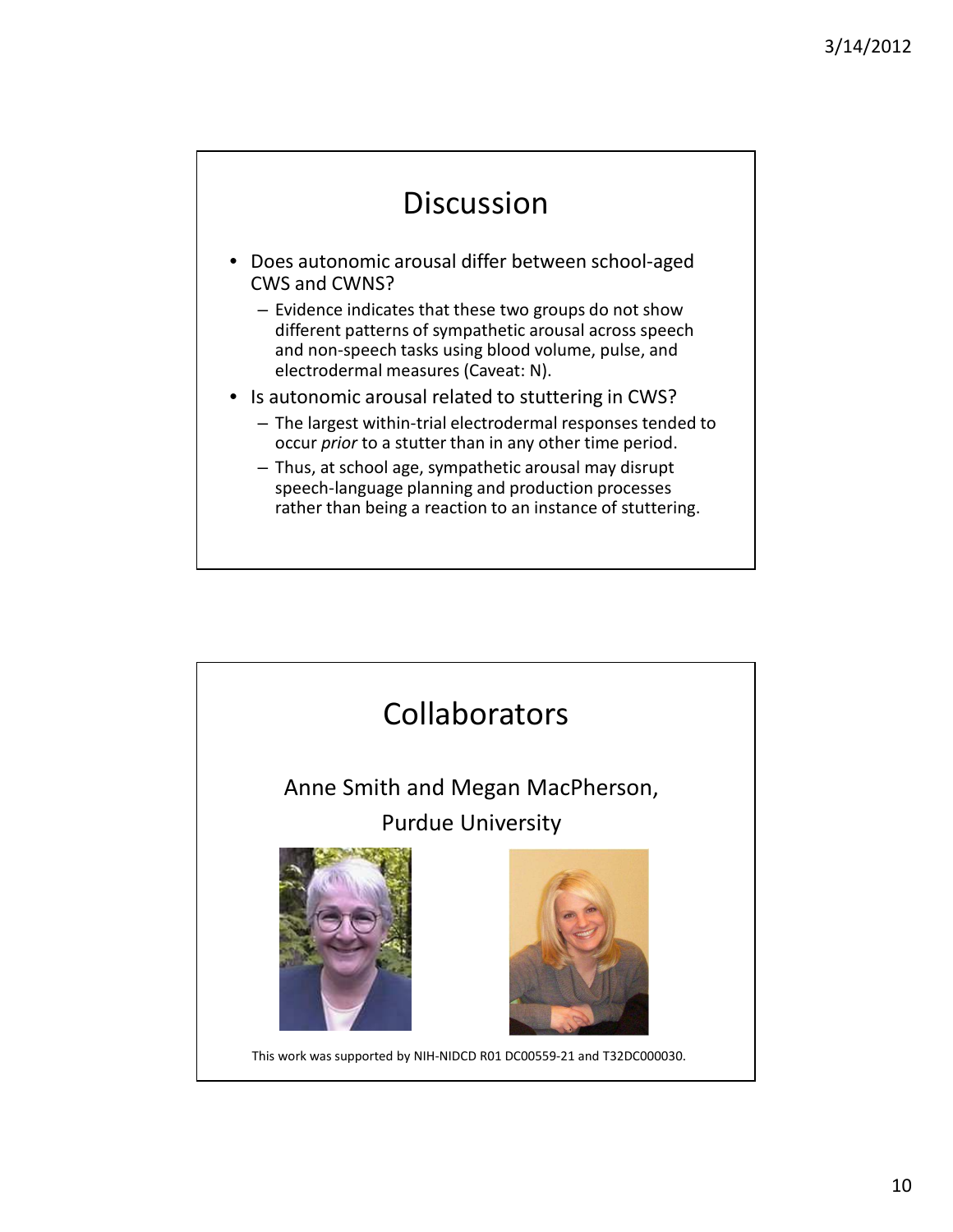# Discussion

- Does autonomic arousal differ between school-aged CWS and CWNS?
  - Evidence indicates that these two groups do not show different patterns of sympathetic arousal across speech and non-speech tasks using blood volume, pulse, and electrodermal measures (Caveat: N).
- Is autonomic arousal related to stuttering in CWS?
  - The largest within-trial electrodermal responses tended to occur *prior* to a stutter than in any other time period.
  - Thus, at school age, sympathetic arousal may disrupt speech-language planning and production processes rather than being a reaction to an instance of stuttering.

# Collaborators

Anne Smith and Megan MacPherson,

Purdue University

This work was supported by NIH-NIDCD R01 DC00559-21 and T32DC000030.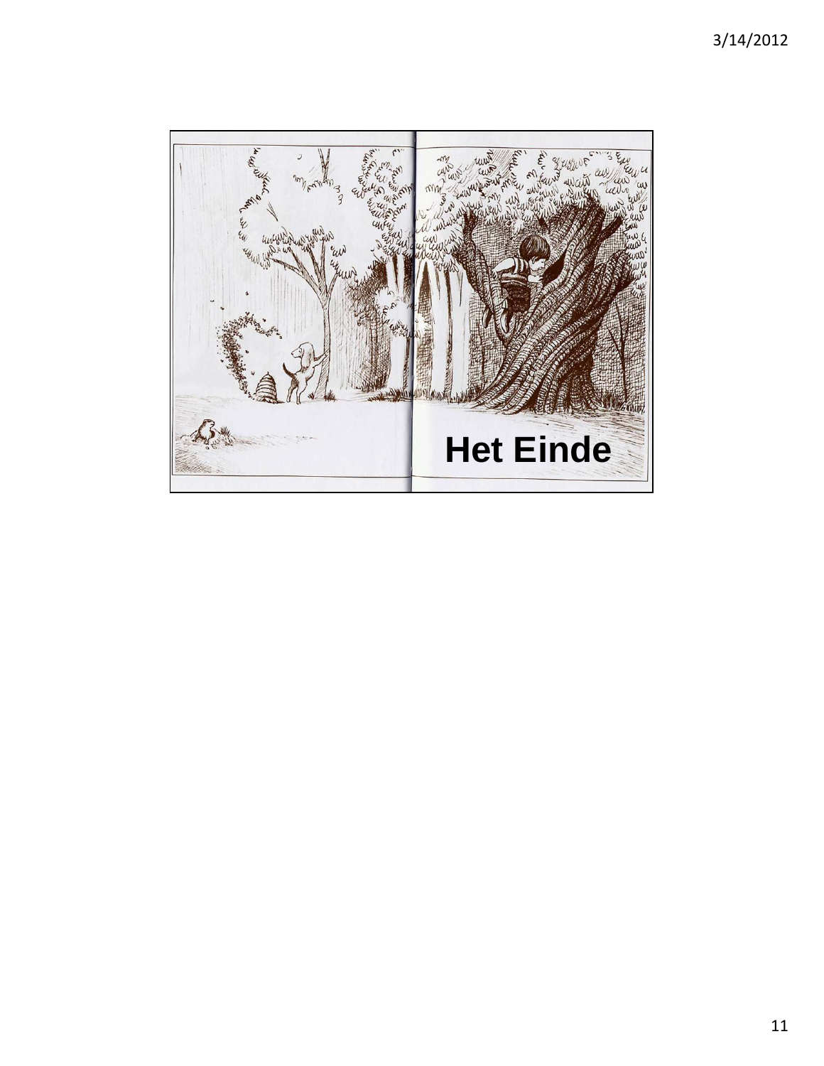**Het Einde**